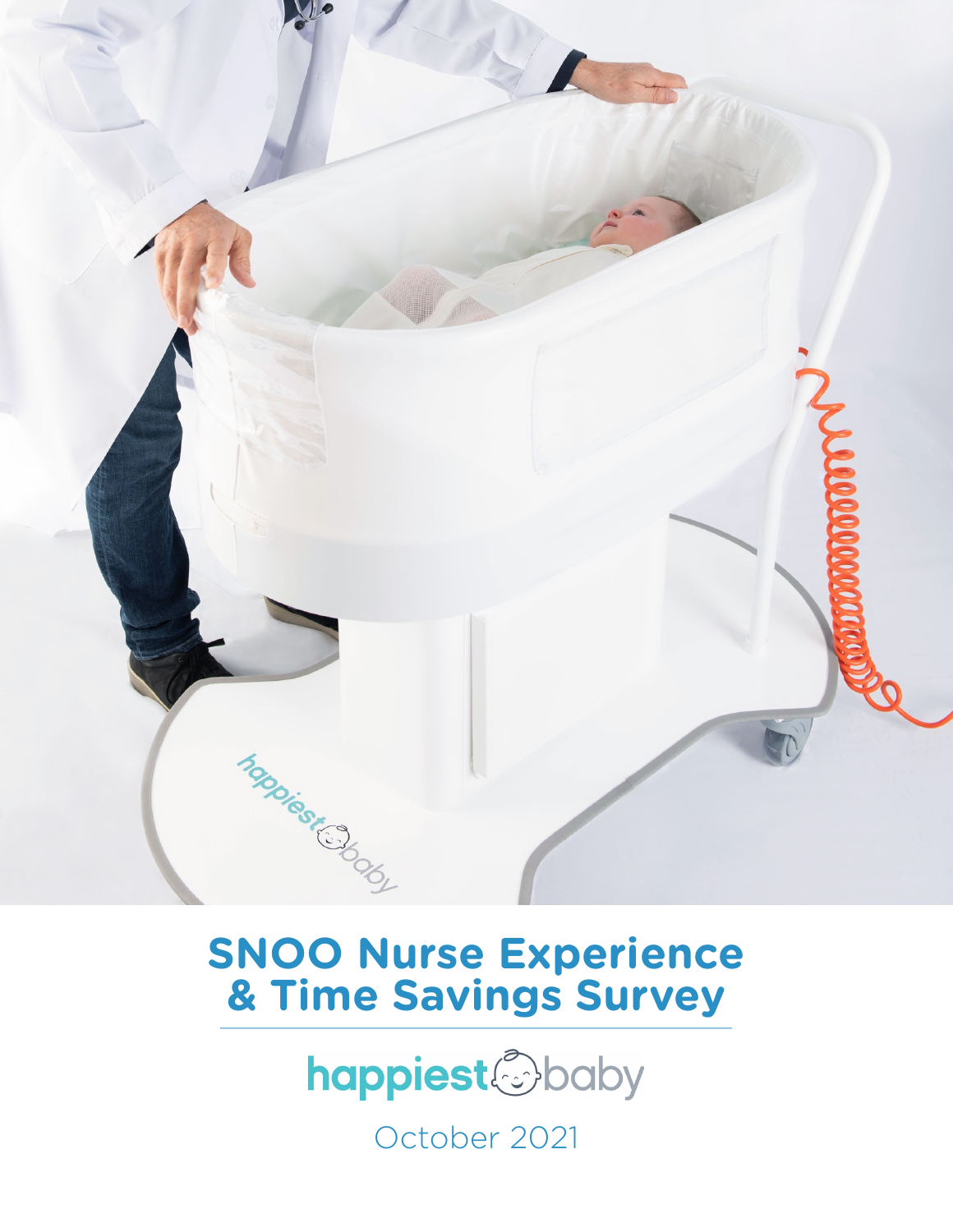# SNOO Nurse Experience & Time Savings Survey

happiest baby

October 2021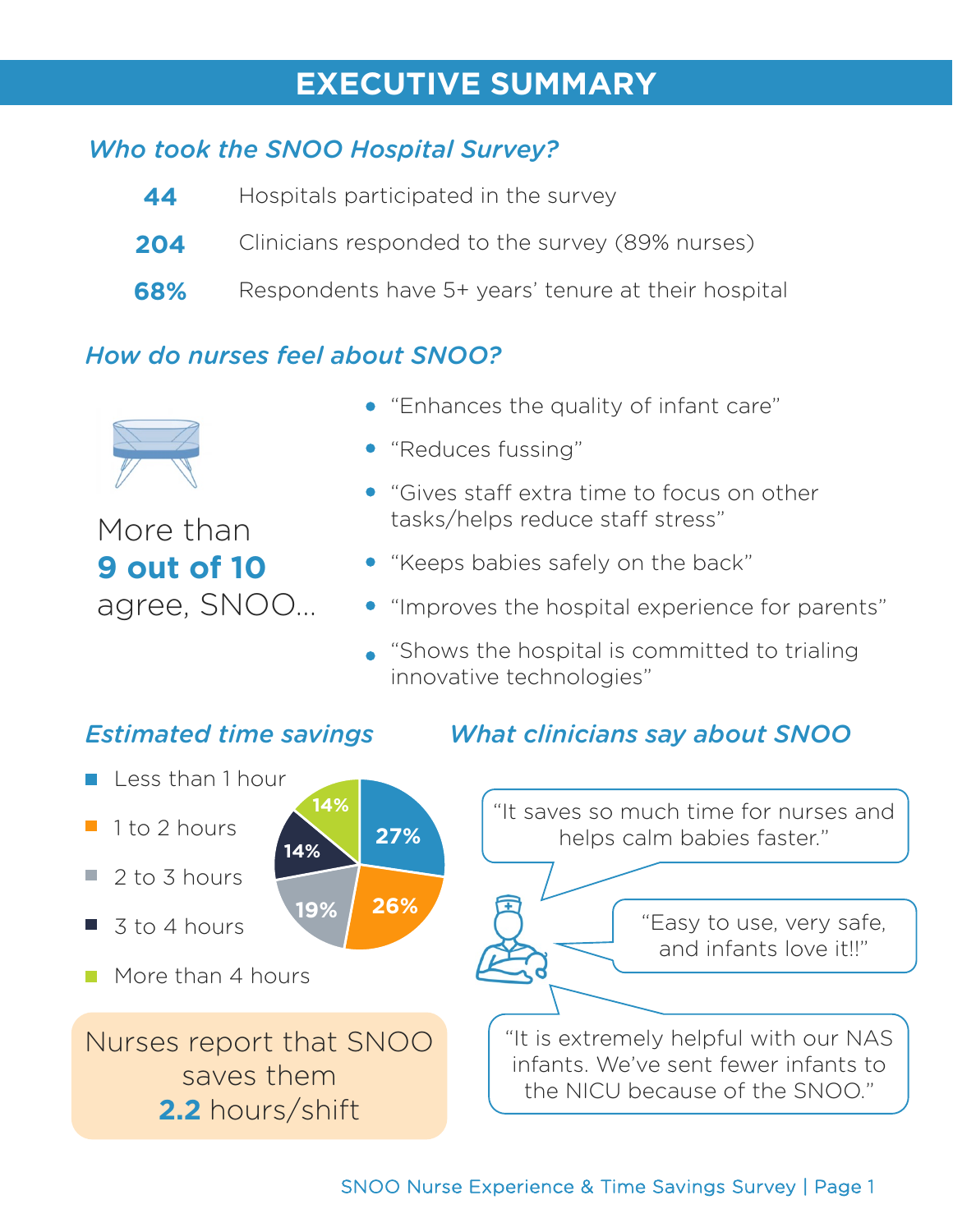# EXECUTIVE SUMMARY

## *Who took the SNOO Hospital Survey?*

| | |
|---|---|
| **44** | Hospitals participated in the survey |
| **204** | Clinicians responded to the survey (89% nurses) |
| **68%** | Respondents have 5+ years' tenure at their hospital |

## *How do nurses feel about SNOO?*

More than **9 out of 10** agree, SNOO...

- "Enhances the quality of infant care"
- "Reduces fussing"
- "Gives staff extra time to focus on other tasks/helps reduce staff stress"
- "Keeps babies safely on the back"
- "Improves the hospital experience for parents"
- "Shows the hospital is committed to trialing innovative technologies"

## *Estimated time savings*

| Time saved | Percent |
|---|---|
| Less than 1 hour | 27% |
| 1 to 2 hours | 26% |
| 2 to 3 hours | 19% |
| 3 to 4 hours | 14% |
| More than 4 hours | 14% |

Nurses report that SNOO saves them **2.2** hours/shift

## *What clinicians say about SNOO*

"It saves so much time for nurses and helps calm babies faster."

"Easy to use, very safe, and infants love it!!"

"It is extremely helpful with our NAS infants. We've sent fewer infants to the NICU because of the SNOO."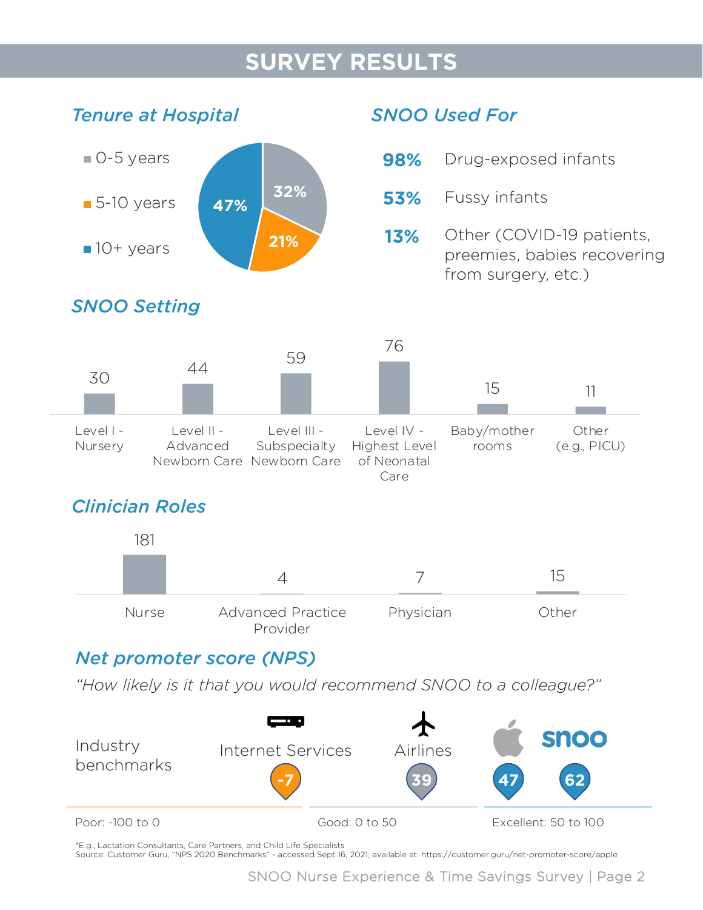# SURVEY RESULTS

## Tenure at Hospital

| Tenure | Percentage |
|---|---|
| 0-5 years | 32% |
| 5-10 years | 21% |
| 10+ years | 47% |

## SNOO Used For

**98%** Drug-exposed infants

**53%** Fussy infants

**13%** Other (COVID-19 patients, preemies, babies recovering from surgery, etc.)

## SNOO Setting

| Setting | Count |
|---|---|
| Level I - Nursery | 30 |
| Level II - Advanced Newborn Care | 44 |
| Level III - Subspecialty Newborn Care | 59 |
| Level IV - Highest Level of Neonatal Care | 76 |
| Baby/mother rooms | 15 |
| Other (e.g., PICU) | 11 |

## Clinician Roles

| Role | Count |
|---|---|
| Nurse | 181 |
| Advanced Practice Provider | 4 |
| Physician | 7 |
| Other | 15 |

## Net promoter score (NPS)

*"How likely is it that you would recommend SNOO to a colleague?"*

Industry benchmarks

| Internet Services | Airlines | Apple | snoo |
|---|---|---|---|
| -7 | 39 | 47 | 62 |

Poor: -100 to 0 | Good: 0 to 50 | Excellent: 50 to 100

*E.g., Lactation Consultants, Care Partners, and Child Life Specialists
Source: Customer Guru, "NPS 2020 Benchmarks" - accessed Sept 16, 2021; available at: https://customer.guru/net-promoter-score/apple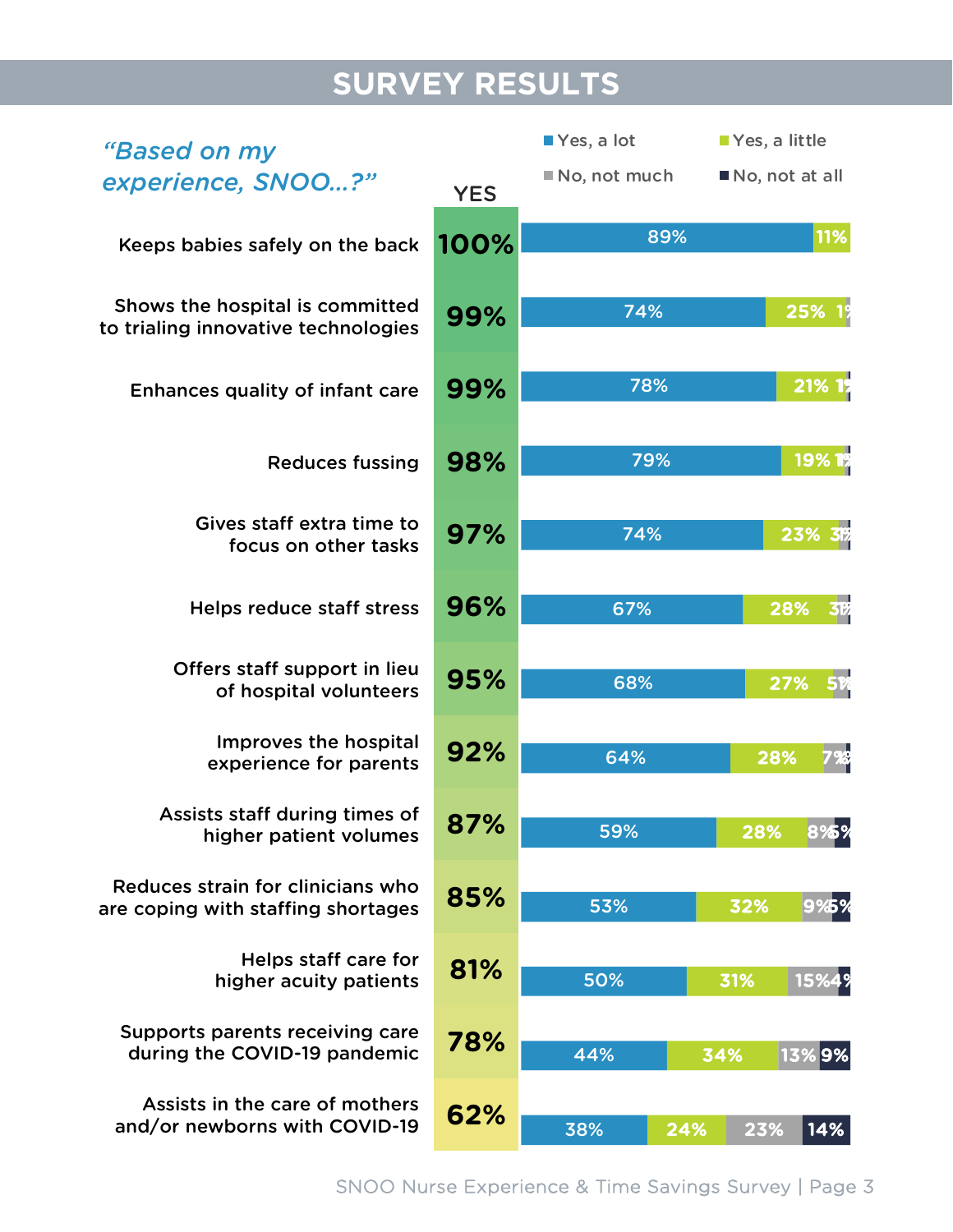# SURVEY RESULTS

*"Based on my experience, SNOO...?"*

| Statement | YES | Yes, a lot | Yes, a little | No, not much | No, not at all |
|---|---|---|---|---|---|
| Keeps babies safely on the back | 100% | 89% | 11% | | |
| Shows the hospital is committed to trialing innovative technologies | 99% | 74% | 25% | 1% | |
| Enhances quality of infant care | 99% | 78% | 21% | 1% | |
| Reduces fussing | 98% | 79% | 19% | 1% | |
| Gives staff extra time to focus on other tasks | 97% | 74% | 23% | 3% | |
| Helps reduce staff stress | 96% | 67% | 28% | 3% | |
| Offers staff support in lieu of hospital volunteers | 95% | 68% | 27% | 5% | |
| Improves the hospital experience for parents | 92% | 64% | 28% | 7% | |
| Assists staff during times of higher patient volumes | 87% | 59% | 28% | 8% | 5% |
| Reduces strain for clinicians who are coping with staffing shortages | 85% | 53% | 32% | 9% | 5% |
| Helps staff care for higher acuity patients | 81% | 50% | 31% | 15% | 4% |
| Supports parents receiving care during the COVID-19 pandemic | 78% | 44% | 34% | 13% | 9% |
| Assists in the care of mothers and/or newborns with COVID-19 | 62% | 38% | 24% | 23% | 14% |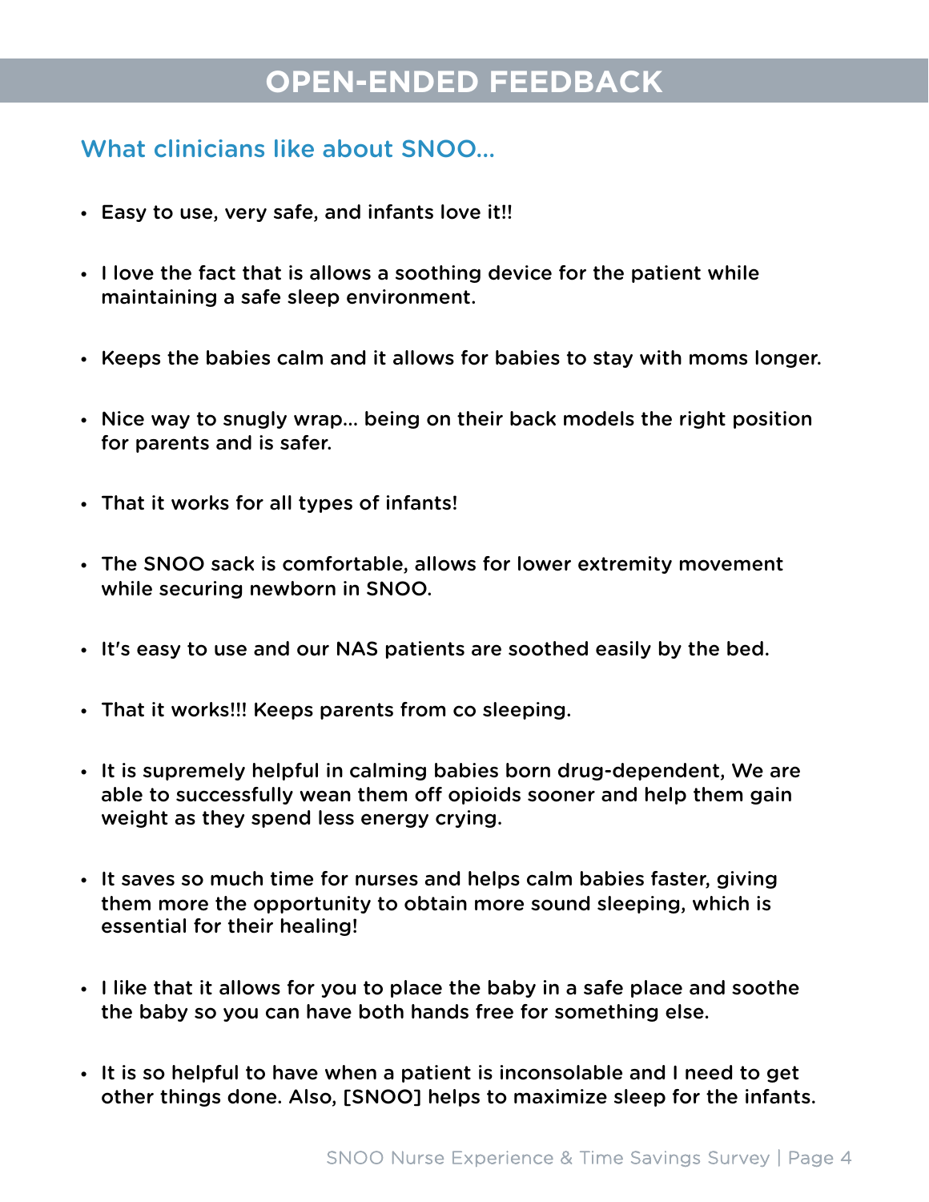# OPEN-ENDED FEEDBACK

## What clinicians like about SNOO...

- Easy to use, very safe, and infants love it!!
- I love the fact that is allows a soothing device for the patient while maintaining a safe sleep environment.
- Keeps the babies calm and it allows for babies to stay with moms longer.
- Nice way to snugly wrap... being on their back models the right position for parents and is safer.
- That it works for all types of infants!
- The SNOO sack is comfortable, allows for lower extremity movement while securing newborn in SNOO.
- It's easy to use and our NAS patients are soothed easily by the bed.
- That it works!!! Keeps parents from co sleeping.
- It is supremely helpful in calming babies born drug-dependent, We are able to successfully wean them off opioids sooner and help them gain weight as they spend less energy crying.
- It saves so much time for nurses and helps calm babies faster, giving them more the opportunity to obtain more sound sleeping, which is essential for their healing!
- I like that it allows for you to place the baby in a safe place and soothe the baby so you can have both hands free for something else.
- It is so helpful to have when a patient is inconsolable and I need to get other things done. Also, [SNOO] helps to maximize sleep for the infants.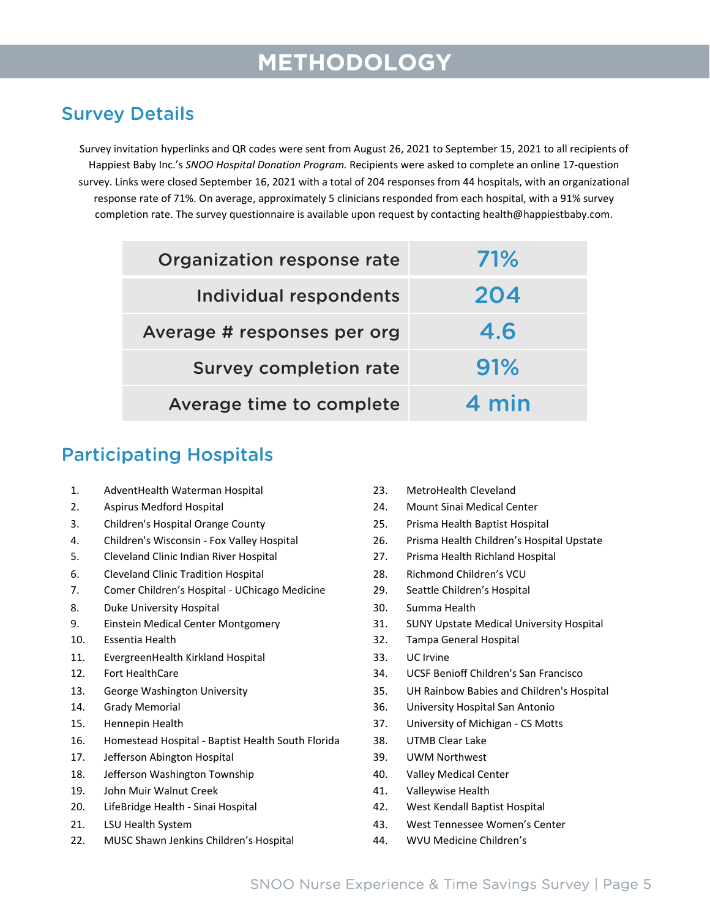# METHODOLOGY

## Survey Details

Survey invitation hyperlinks and QR codes were sent from August 26, 2021 to September 15, 2021 to all recipients of Happiest Baby Inc.'s *SNOO Hospital Donation Program.* Recipients were asked to complete an online 17-question survey. Links were closed September 16, 2021 with a total of 204 responses from 44 hospitals, with an organizational response rate of 71%. On average, approximately 5 clinicians responded from each hospital, with a 91% survey completion rate. The survey questionnaire is available upon request by contacting health@happiestbaby.com.

| | |
|---|---|
| Organization response rate | 71% |
| Individual respondents | 204 |
| Average # responses per org | 4.6 |
| Survey completion rate | 91% |
| Average time to complete | 4 min |

## Participating Hospitals

1. AdventHealth Waterman Hospital
2. Aspirus Medford Hospital
3. Children's Hospital Orange County
4. Children's Wisconsin - Fox Valley Hospital
5. Cleveland Clinic Indian River Hospital
6. Cleveland Clinic Tradition Hospital
7. Comer Children's Hospital - UChicago Medicine
8. Duke University Hospital
9. Einstein Medical Center Montgomery
10. Essentia Health
11. EvergreenHealth Kirkland Hospital
12. Fort HealthCare
13. George Washington University
14. Grady Memorial
15. Hennepin Health
16. Homestead Hospital - Baptist Health South Florida
17. Jefferson Abington Hospital
18. Jefferson Washington Township
19. John Muir Walnut Creek
20. LifeBridge Health - Sinai Hospital
21. LSU Health System
22. MUSC Shawn Jenkins Children's Hospital
23. MetroHealth Cleveland
24. Mount Sinai Medical Center
25. Prisma Health Baptist Hospital
26. Prisma Health Children's Hospital Upstate
27. Prisma Health Richland Hospital
28. Richmond Children's VCU
29. Seattle Children's Hospital
30. Summa Health
31. SUNY Upstate Medical University Hospital
32. Tampa General Hospital
33. UC Irvine
34. UCSF Benioff Children's San Francisco
35. UH Rainbow Babies and Children's Hospital
36. University Hospital San Antonio
37. University of Michigan - CS Motts
38. UTMB Clear Lake
39. UWM Northwest
40. Valley Medical Center
41. Valleywise Health
42. West Kendall Baptist Hospital
43. West Tennessee Women's Center
44. WVU Medicine Children's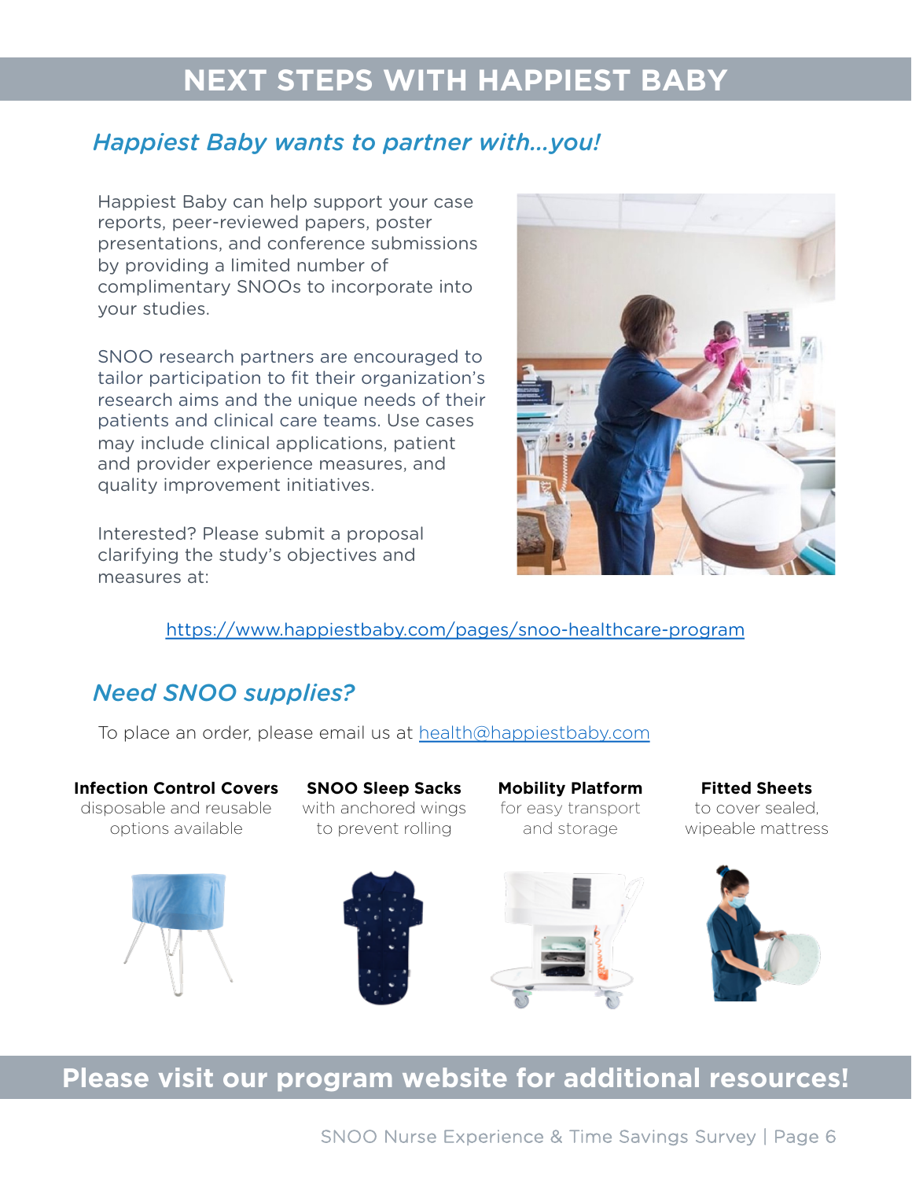# NEXT STEPS WITH HAPPIEST BABY

## *Happiest Baby wants to partner with...you!*

Happiest Baby can help support your case reports, peer-reviewed papers, poster presentations, and conference submissions by providing a limited number of complimentary SNOOs to incorporate into your studies.

SNOO research partners are encouraged to tailor participation to fit their organization's research aims and the unique needs of their patients and clinical care teams. Use cases may include clinical applications, patient and provider experience measures, and quality improvement initiatives.

Interested? Please submit a proposal clarifying the study's objectives and measures at:

https://www.happiestbaby.com/pages/snoo-healthcare-program

## *Need SNOO supplies?*

To place an order, please email us at health@happiestbaby.com

**Infection Control Covers**
disposable and reusable options available

**SNOO Sleep Sacks**
with anchored wings to prevent rolling

**Mobility Platform**
for easy transport and storage

**Fitted Sheets**
to cover sealed, wipeable mattress

**Please visit our program website for additional resources!**